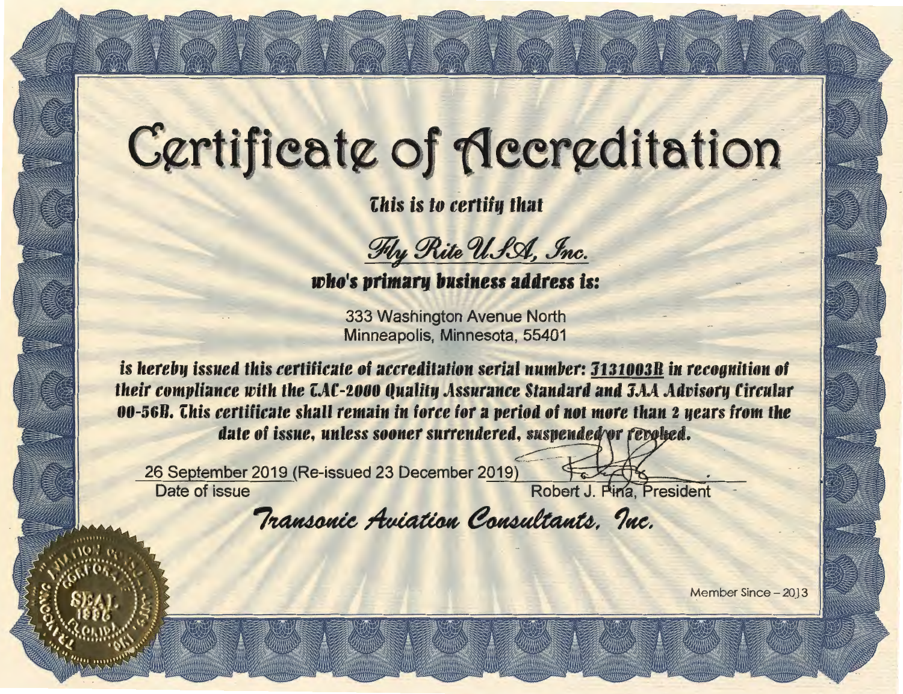# Certificate of Accreditation

*This is to certify that*

*Fly Rite U.S.A, Inc.*

***who's primary business address is:***

333 Washington Avenue North
Minneapolis, Minnesota, 55401

***is hereby issued this certificate of accreditation serial number: F131003R in recognition of their compliance with the TAC-2000 Quality Assurance Standard and FAA Advisory Circular 00-56B. This certificate shall remain in force for a period of not more than 2 years from the date of issue, unless sooner surrendered, suspended or revoked.***

26 September 2019 (Re-issued 23 December 2019)
Date of issue

Robert J. Pina, President

*Transonic Aviation Consultants, Inc.*

Member Since – 2013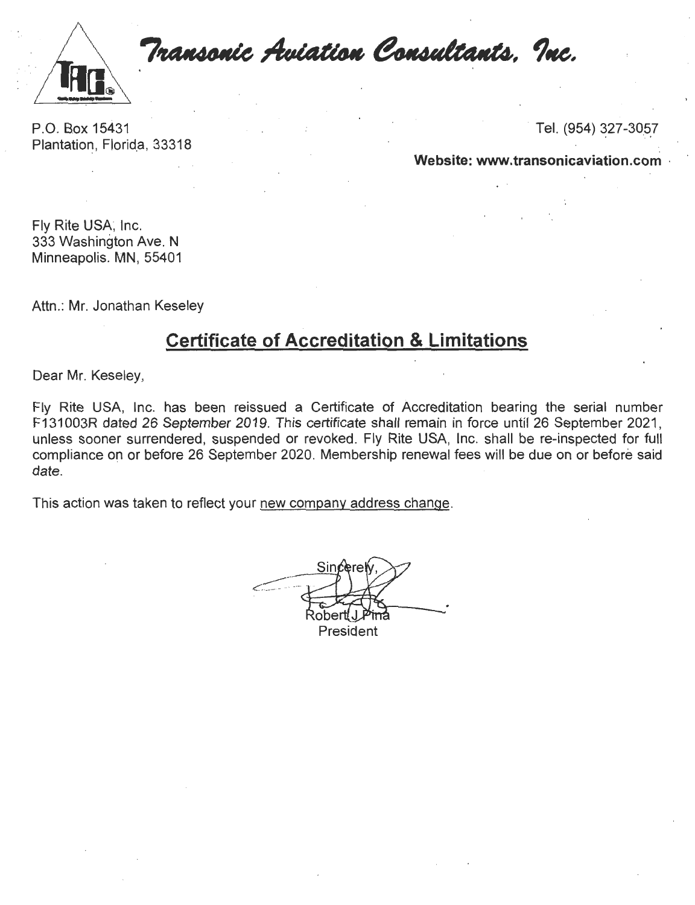# Transonic Aviation Consultants, Inc.

P.O. Box 15431
Plantation, Florida, 33318

Tel. (954) 327-3057

**Website: www.transonicaviation.com**

Fly Rite USA, Inc.
333 Washington Ave. N
Minneapolis. MN, 55401

Attn.: Mr. Jonathan Keseley

## Certificate of Accreditation & Limitations

Dear Mr. Keseley,

Fly Rite USA, Inc. has been reissued a Certificate of Accreditation bearing the serial number F131003R *dated 26 September 2019. This certificate* shall remain in force until 26 September 2021, unless sooner surrendered, suspended or revoked. Fly Rite USA, Inc. shall be re-inspected for full compliance on or before 26 September 2020. Membership renewal fees will be due on or before said *date.*

This action was taken to reflect your new company address change.

Sincerely,

Robert J Pina
President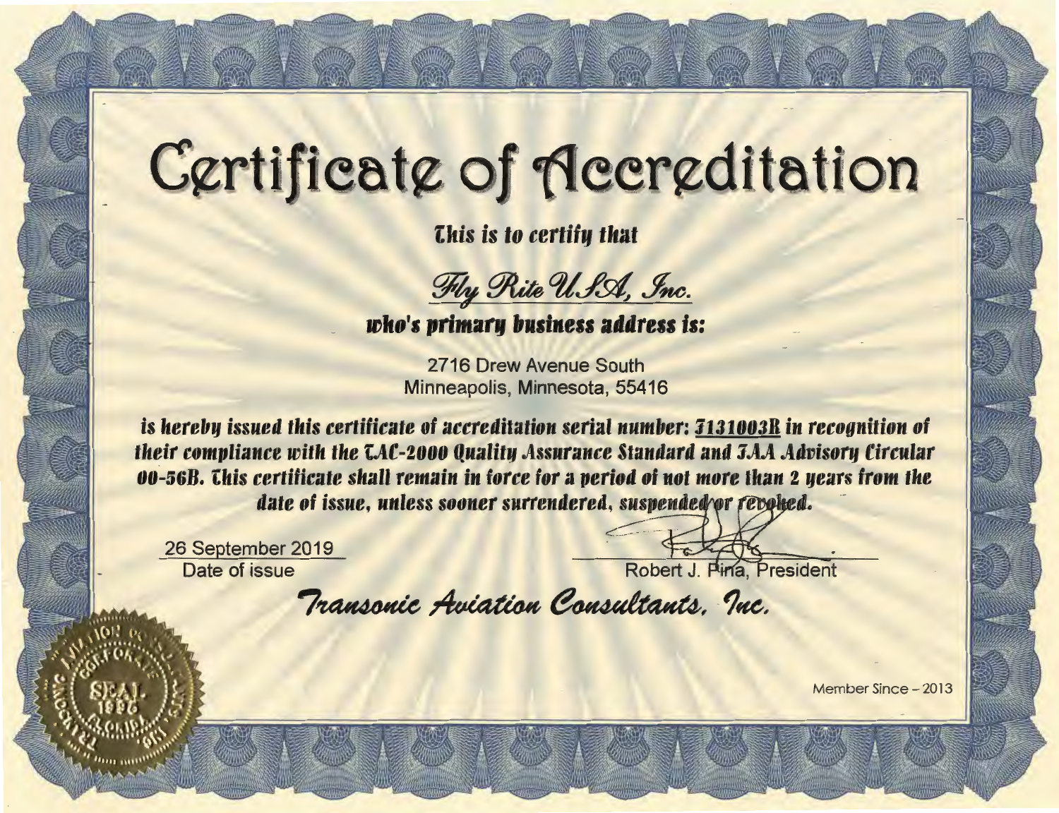# Certificate of Accreditation

*This is to certify that*

*Fly Rite U.S.A, Inc.*

***who's primary business address is:***

2716 Drew Avenue South
Minneapolis, Minnesota, 55416

***is hereby issued this certificate of accreditation serial number: F131003R in recognition of their compliance with the TAC-2000 Quality Assurance Standard and FAA Advisory Circular 00-56B. This certificate shall remain in force for a period of not more than 2 years from the date of issue, unless sooner surrendered, suspended or revoked.***

26 September 2019
Date of issue

Robert J. Pina, President

*Transonic Aviation Consultants, Inc.*

AVIATION CONSULTANTS CORPORATE SEAL 1996 FLORIDA TRANSONIC INC.

Member Since – 2013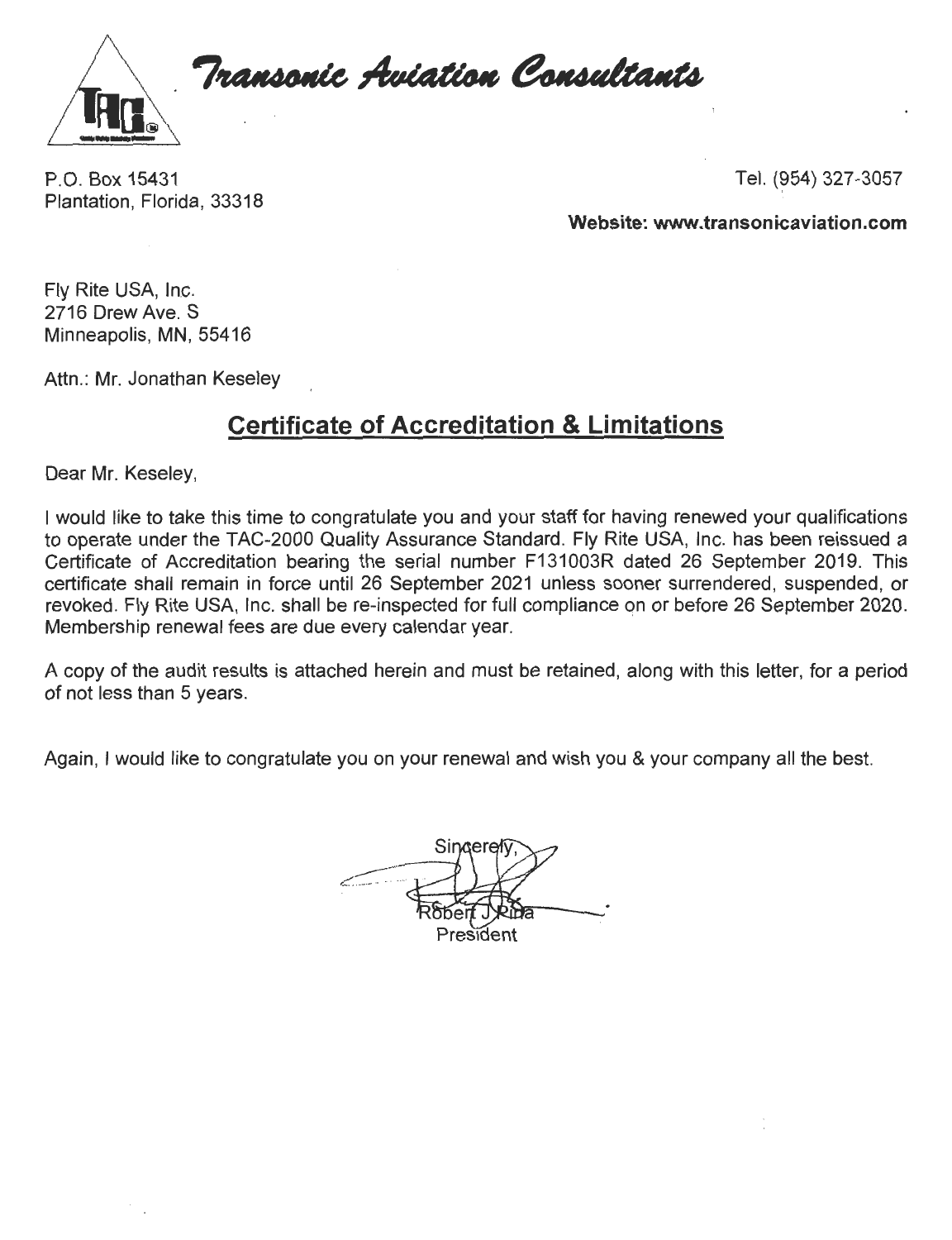*Transonic Aviation Consultants*

P.O. Box 15431
Plantation, Florida, 33318

Tel. (954) 327-3057

**Website: www.transonicaviation.com**

Fly Rite USA, Inc.
2716 Drew Ave. S
Minneapolis, MN, 55416

Attn.: Mr. Jonathan Keseley

## Certificate of Accreditation & Limitations

Dear Mr. Keseley,

I would like to take this time to congratulate you and your staff for having renewed your qualifications to operate under the TAC-2000 Quality Assurance Standard. Fly Rite USA, Inc. has been reissued a Certificate of Accreditation bearing the serial number F131003R dated 26 September 2019. This certificate shall remain in force until 26 September 2021 unless sooner surrendered, suspended, or revoked. Fly Rite USA, Inc. shall be re-inspected for full compliance on or before 26 September 2020. Membership renewal fees are due every calendar year.

A copy of the audit results is attached herein and must be retained, along with this letter, for a period of not less than 5 years.

Again, I would like to congratulate you on your renewal and wish you & your company all the best.

Sincerely,

Robert J Pina
President